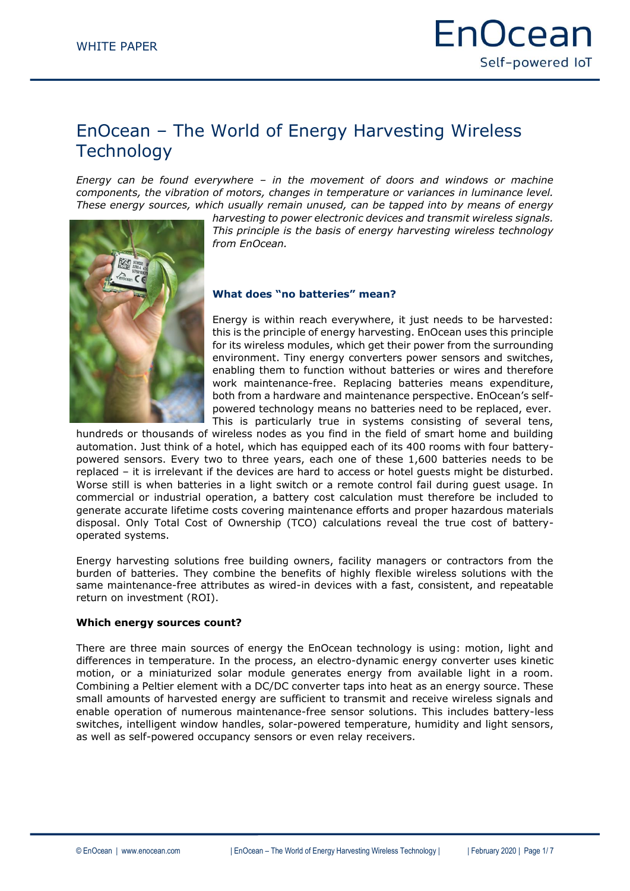# EnOcean – The World of Energy Harvesting Wireless Technology

*Energy can be found everywhere – in the movement of doors and windows or machine components, the vibration of motors, changes in temperature or variances in luminance level. These energy sources, which usually remain unused, can be tapped into by means of energy harvesting to power electronic devices and transmit wireless signals. This principle is the basis of energy harvesting wireless technology from EnOcean.*

## What does "no batteries" mean?

Energy is within reach everywhere, it just needs to be harvested: this is the principle of energy harvesting. EnOcean uses this principle for its wireless modules, which get their power from the surrounding environment. Tiny energy converters power sensors and switches, enabling them to function without batteries or wires and therefore work maintenance-free. Replacing batteries means expenditure, both from a hardware and maintenance perspective. EnOcean's self-powered technology means no batteries need to be replaced, ever. This is particularly true in systems consisting of several tens, hundreds or thousands of wireless nodes as you find in the field of smart home and building automation. Just think of a hotel, which has equipped each of its 400 rooms with four battery-powered sensors. Every two to three years, each one of these 1,600 batteries needs to be replaced – it is irrelevant if the devices are hard to access or hotel guests might be disturbed. Worse still is when batteries in a light switch or a remote control fail during guest usage. In commercial or industrial operation, a battery cost calculation must therefore be included to generate accurate lifetime costs covering maintenance efforts and proper hazardous materials disposal. Only Total Cost of Ownership (TCO) calculations reveal the true cost of battery-operated systems.

Energy harvesting solutions free building owners, facility managers or contractors from the burden of batteries. They combine the benefits of highly flexible wireless solutions with the same maintenance-free attributes as wired-in devices with a fast, consistent, and repeatable return on investment (ROI).

## Which energy sources count?

There are three main sources of energy the EnOcean technology is using: motion, light and differences in temperature. In the process, an electro-dynamic energy converter uses kinetic motion, or a miniaturized solar module generates energy from available light in a room. Combining a Peltier element with a DC/DC converter taps into heat as an energy source. These small amounts of harvested energy are sufficient to transmit and receive wireless signals and enable operation of numerous maintenance-free sensor solutions. This includes battery-less switches, intelligent window handles, solar-powered temperature, humidity and light sensors, as well as self-powered occupancy sensors or even relay receivers.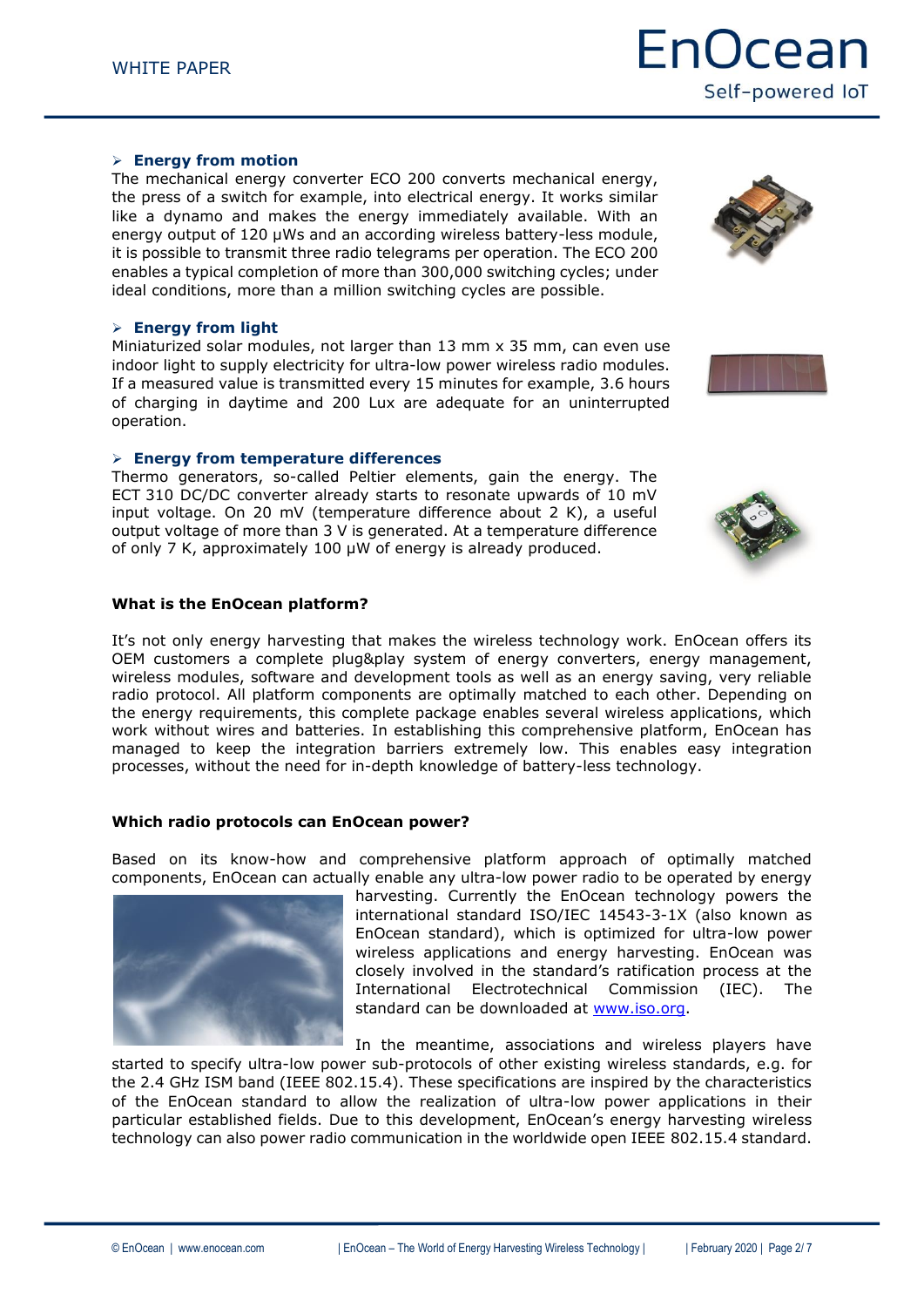- **Energy from motion**

The mechanical energy converter ECO 200 converts mechanical energy, the press of a switch for example, into electrical energy. It works similar like a dynamo and makes the energy immediately available. With an energy output of 120 µWs and an according wireless battery-less module, it is possible to transmit three radio telegrams per operation. The ECO 200 enables a typical completion of more than 300,000 switching cycles; under ideal conditions, more than a million switching cycles are possible.

- **Energy from light**

Miniaturized solar modules, not larger than 13 mm x 35 mm, can even use indoor light to supply electricity for ultra-low power wireless radio modules. If a measured value is transmitted every 15 minutes for example, 3.6 hours of charging in daytime and 200 Lux are adequate for an uninterrupted operation.

- **Energy from temperature differences**

Thermo generators, so-called Peltier elements, gain the energy. The ECT 310 DC/DC converter already starts to resonate upwards of 10 mV input voltage. On 20 mV (temperature difference about 2 K), a useful output voltage of more than 3 V is generated. At a temperature difference of only 7 K, approximately 100 µW of energy is already produced.

**What is the EnOcean platform?**

It's not only energy harvesting that makes the wireless technology work. EnOcean offers its OEM customers a complete plug&play system of energy converters, energy management, wireless modules, software and development tools as well as an energy saving, very reliable radio protocol. All platform components are optimally matched to each other. Depending on the energy requirements, this complete package enables several wireless applications, which work without wires and batteries. In establishing this comprehensive platform, EnOcean has managed to keep the integration barriers extremely low. This enables easy integration processes, without the need for in-depth knowledge of battery-less technology.

**Which radio protocols can EnOcean power?**

Based on its know-how and comprehensive platform approach of optimally matched components, EnOcean can actually enable any ultra-low power radio to be operated by energy harvesting. Currently the EnOcean technology powers the international standard ISO/IEC 14543-3-1X (also known as EnOcean standard), which is optimized for ultra-low power wireless applications and energy harvesting. EnOcean was closely involved in the standard's ratification process at the International Electrotechnical Commission (IEC). The standard can be downloaded at www.iso.org.

In the meantime, associations and wireless players have started to specify ultra-low power sub-protocols of other existing wireless standards, e.g. for the 2.4 GHz ISM band (IEEE 802.15.4). These specifications are inspired by the characteristics of the EnOcean standard to allow the realization of ultra-low power applications in their particular established fields. Due to this development, EnOcean's energy harvesting wireless technology can also power radio communication in the worldwide open IEEE 802.15.4 standard.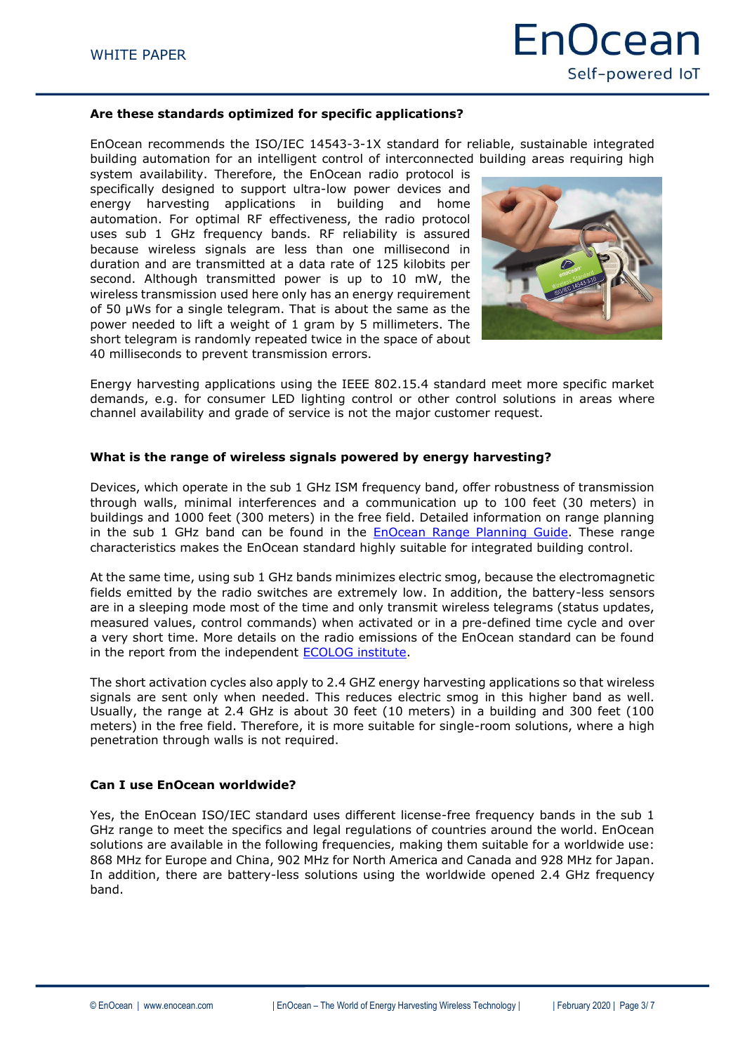### Are these standards optimized for specific applications?

EnOcean recommends the ISO/IEC 14543-3-1X standard for reliable, sustainable integrated building automation for an intelligent control of interconnected building areas requiring high system availability. Therefore, the EnOcean radio protocol is specifically designed to support ultra-low power devices and energy harvesting applications in building and home automation. For optimal RF effectiveness, the radio protocol uses sub 1 GHz frequency bands. RF reliability is assured because wireless signals are less than one millisecond in duration and are transmitted at a data rate of 125 kilobits per second. Although transmitted power is up to 10 mW, the wireless transmission used here only has an energy requirement of 50 µWs for a single telegram. That is about the same as the power needed to lift a weight of 1 gram by 5 millimeters. The short telegram is randomly repeated twice in the space of about 40 milliseconds to prevent transmission errors.

Energy harvesting applications using the IEEE 802.15.4 standard meet more specific market demands, e.g. for consumer LED lighting control or other control solutions in areas where channel availability and grade of service is not the major customer request.

### What is the range of wireless signals powered by energy harvesting?

Devices, which operate in the sub 1 GHz ISM frequency band, offer robustness of transmission through walls, minimal interferences and a communication up to 100 feet (30 meters) in buildings and 1000 feet (300 meters) in the free field. Detailed information on range planning in the sub 1 GHz band can be found in the EnOcean Range Planning Guide. These range characteristics makes the EnOcean standard highly suitable for integrated building control.

At the same time, using sub 1 GHz bands minimizes electric smog, because the electromagnetic fields emitted by the radio switches are extremely low. In addition, the battery-less sensors are in a sleeping mode most of the time and only transmit wireless telegrams (status updates, measured values, control commands) when activated or in a pre-defined time cycle and over a very short time. More details on the radio emissions of the EnOcean standard can be found in the report from the independent ECOLOG institute.

The short activation cycles also apply to 2.4 GHZ energy harvesting applications so that wireless signals are sent only when needed. This reduces electric smog in this higher band as well. Usually, the range at 2.4 GHz is about 30 feet (10 meters) in a building and 300 feet (100 meters) in the free field. Therefore, it is more suitable for single-room solutions, where a high penetration through walls is not required.

### Can I use EnOcean worldwide?

Yes, the EnOcean ISO/IEC standard uses different license-free frequency bands in the sub 1 GHz range to meet the specifics and legal regulations of countries around the world. EnOcean solutions are available in the following frequencies, making them suitable for a worldwide use: 868 MHz for Europe and China, 902 MHz for North America and Canada and 928 MHz for Japan. In addition, there are battery-less solutions using the worldwide opened 2.4 GHz frequency band.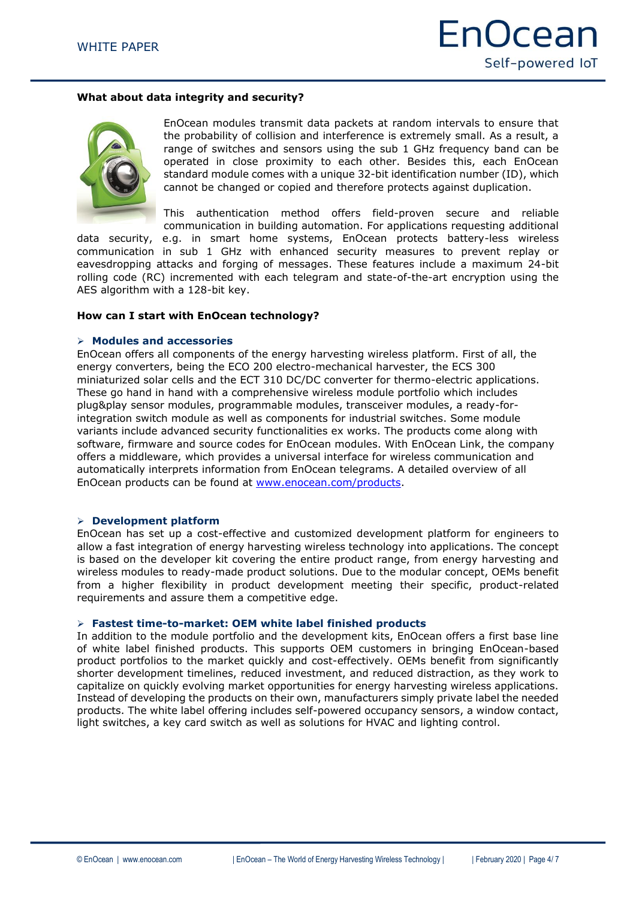## What about data integrity and security?

EnOcean modules transmit data packets at random intervals to ensure that the probability of collision and interference is extremely small. As a result, a range of switches and sensors using the sub 1 GHz frequency band can be operated in close proximity to each other. Besides this, each EnOcean standard module comes with a unique 32-bit identification number (ID), which cannot be changed or copied and therefore protects against duplication.

This authentication method offers field-proven secure and reliable communication in building automation. For applications requesting additional data security, e.g. in smart home systems, EnOcean protects battery-less wireless communication in sub 1 GHz with enhanced security measures to prevent replay or eavesdropping attacks and forging of messages. These features include a maximum 24-bit rolling code (RC) incremented with each telegram and state-of-the-art encryption using the AES algorithm with a 128-bit key.

## How can I start with EnOcean technology?

### Modules and accessories

EnOcean offers all components of the energy harvesting wireless platform. First of all, the energy converters, being the ECO 200 electro-mechanical harvester, the ECS 300 miniaturized solar cells and the ECT 310 DC/DC converter for thermo-electric applications. These go hand in hand with a comprehensive wireless module portfolio which includes plug&play sensor modules, programmable modules, transceiver modules, a ready-for-integration switch module as well as components for industrial switches. Some module variants include advanced security functionalities ex works. The products come along with software, firmware and source codes for EnOcean modules. With EnOcean Link, the company offers a middleware, which provides a universal interface for wireless communication and automatically interprets information from EnOcean telegrams. A detailed overview of all EnOcean products can be found at www.enocean.com/products.

### Development platform

EnOcean has set up a cost-effective and customized development platform for engineers to allow a fast integration of energy harvesting wireless technology into applications. The concept is based on the developer kit covering the entire product range, from energy harvesting and wireless modules to ready-made product solutions. Due to the modular concept, OEMs benefit from a higher flexibility in product development meeting their specific, product-related requirements and assure them a competitive edge.

### Fastest time-to-market: OEM white label finished products

In addition to the module portfolio and the development kits, EnOcean offers a first base line of white label finished products. This supports OEM customers in bringing EnOcean-based product portfolios to the market quickly and cost-effectively. OEMs benefit from significantly shorter development timelines, reduced investment, and reduced distraction, as they work to capitalize on quickly evolving market opportunities for energy harvesting wireless applications. Instead of developing the products on their own, manufacturers simply private label the needed products. The white label offering includes self-powered occupancy sensors, a window contact, light switches, a key card switch as well as solutions for HVAC and lighting control.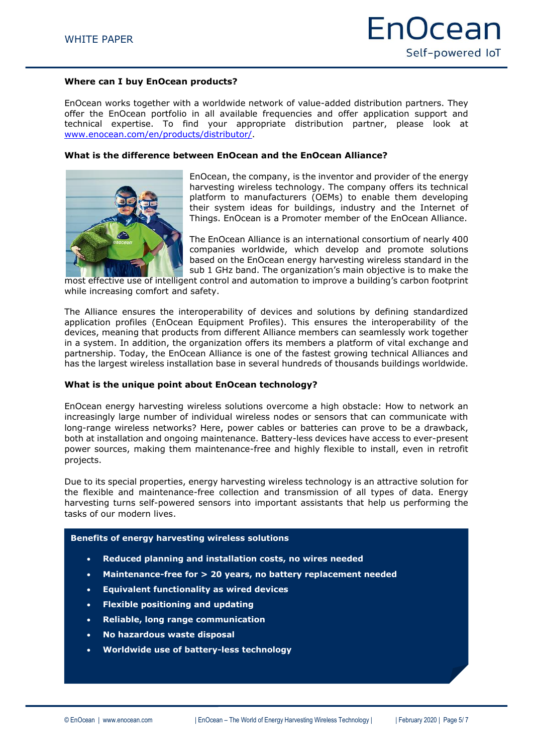### Where can I buy EnOcean products?

EnOcean works together with a worldwide network of value-added distribution partners. They offer the EnOcean portfolio in all available frequencies and offer application support and technical expertise. To find your appropriate distribution partner, please look at [www.enocean.com/en/products/distributor/](www.enocean.com/en/products/distributor/).

### What is the difference between EnOcean and the EnOcean Alliance?

EnOcean, the company, is the inventor and provider of the energy harvesting wireless technology. The company offers its technical platform to manufacturers (OEMs) to enable them developing their system ideas for buildings, industry and the Internet of Things. EnOcean is a Promoter member of the EnOcean Alliance.

The EnOcean Alliance is an international consortium of nearly 400 companies worldwide, which develop and promote solutions based on the EnOcean energy harvesting wireless standard in the sub 1 GHz band. The organization's main objective is to make the most effective use of intelligent control and automation to improve a building's carbon footprint while increasing comfort and safety.

The Alliance ensures the interoperability of devices and solutions by defining standardized application profiles (EnOcean Equipment Profiles). This ensures the interoperability of the devices, meaning that products from different Alliance members can seamlessly work together in a system. In addition, the organization offers its members a platform of vital exchange and partnership. Today, the EnOcean Alliance is one of the fastest growing technical Alliances and has the largest wireless installation base in several hundreds of thousands buildings worldwide.

### What is the unique point about EnOcean technology?

EnOcean energy harvesting wireless solutions overcome a high obstacle: How to network an increasingly large number of individual wireless nodes or sensors that can communicate with long-range wireless networks? Here, power cables or batteries can prove to be a drawback, both at installation and ongoing maintenance. Battery-less devices have access to ever-present power sources, making them maintenance-free and highly flexible to install, even in retrofit projects.

Due to its special properties, energy harvesting wireless technology is an attractive solution for the flexible and maintenance-free collection and transmission of all types of data. Energy harvesting turns self-powered sensors into important assistants that help us performing the tasks of our modern lives.

**Benefits of energy harvesting wireless solutions**

- **Reduced planning and installation costs, no wires needed**
- **Maintenance-free for > 20 years, no battery replacement needed**
- **Equivalent functionality as wired devices**
- **Flexible positioning and updating**
- **Reliable, long range communication**
- **No hazardous waste disposal**
- **Worldwide use of battery-less technology**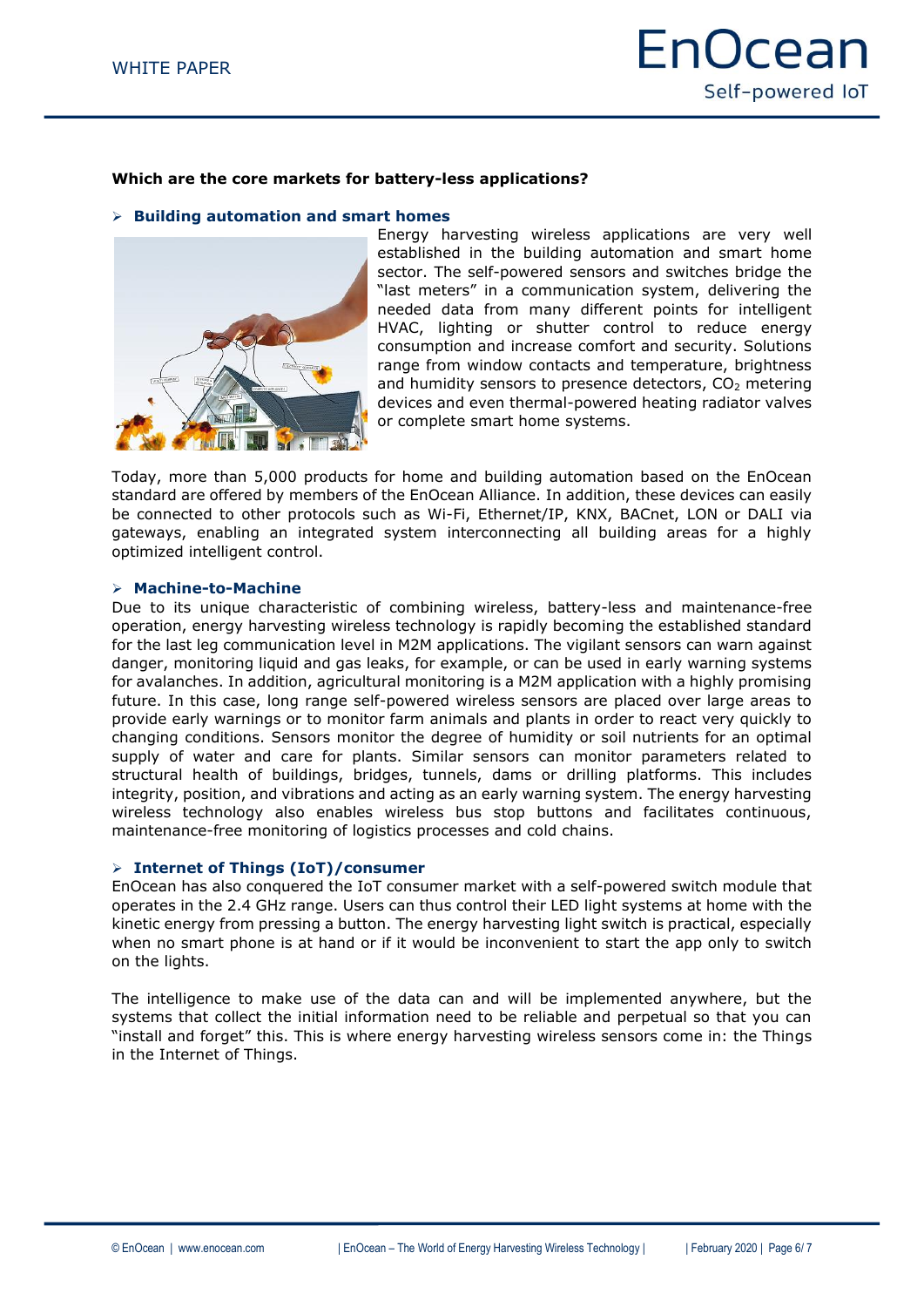**Which are the core markets for battery-less applications?**

- **Building automation and smart homes**

Energy harvesting wireless applications are very well established in the building automation and smart home sector. The self-powered sensors and switches bridge the "last meters" in a communication system, delivering the needed data from many different points for intelligent HVAC, lighting or shutter control to reduce energy consumption and increase comfort and security. Solutions range from window contacts and temperature, brightness and humidity sensors to presence detectors, $CO_2$ metering devices and even thermal-powered heating radiator valves or complete smart home systems.

Today, more than 5,000 products for home and building automation based on the EnOcean standard are offered by members of the EnOcean Alliance. In addition, these devices can easily be connected to other protocols such as Wi-Fi, Ethernet/IP, KNX, BACnet, LON or DALI via gateways, enabling an integrated system interconnecting all building areas for a highly optimized intelligent control.

- **Machine-to-Machine**

Due to its unique characteristic of combining wireless, battery-less and maintenance-free operation, energy harvesting wireless technology is rapidly becoming the established standard for the last leg communication level in M2M applications. The vigilant sensors can warn against danger, monitoring liquid and gas leaks, for example, or can be used in early warning systems for avalanches. In addition, agricultural monitoring is a M2M application with a highly promising future. In this case, long range self-powered wireless sensors are placed over large areas to provide early warnings or to monitor farm animals and plants in order to react very quickly to changing conditions. Sensors monitor the degree of humidity or soil nutrients for an optimal supply of water and care for plants. Similar sensors can monitor parameters related to structural health of buildings, bridges, tunnels, dams or drilling platforms. This includes integrity, position, and vibrations and acting as an early warning system. The energy harvesting wireless technology also enables wireless bus stop buttons and facilitates continuous, maintenance-free monitoring of logistics processes and cold chains.

- **Internet of Things (IoT)/consumer**

EnOcean has also conquered the IoT consumer market with a self-powered switch module that operates in the 2.4 GHz range. Users can thus control their LED light systems at home with the kinetic energy from pressing a button. The energy harvesting light switch is practical, especially when no smart phone is at hand or if it would be inconvenient to start the app only to switch on the lights.

The intelligence to make use of the data can and will be implemented anywhere, but the systems that collect the initial information need to be reliable and perpetual so that you can "install and forget" this. This is where energy harvesting wireless sensors come in: the Things in the Internet of Things.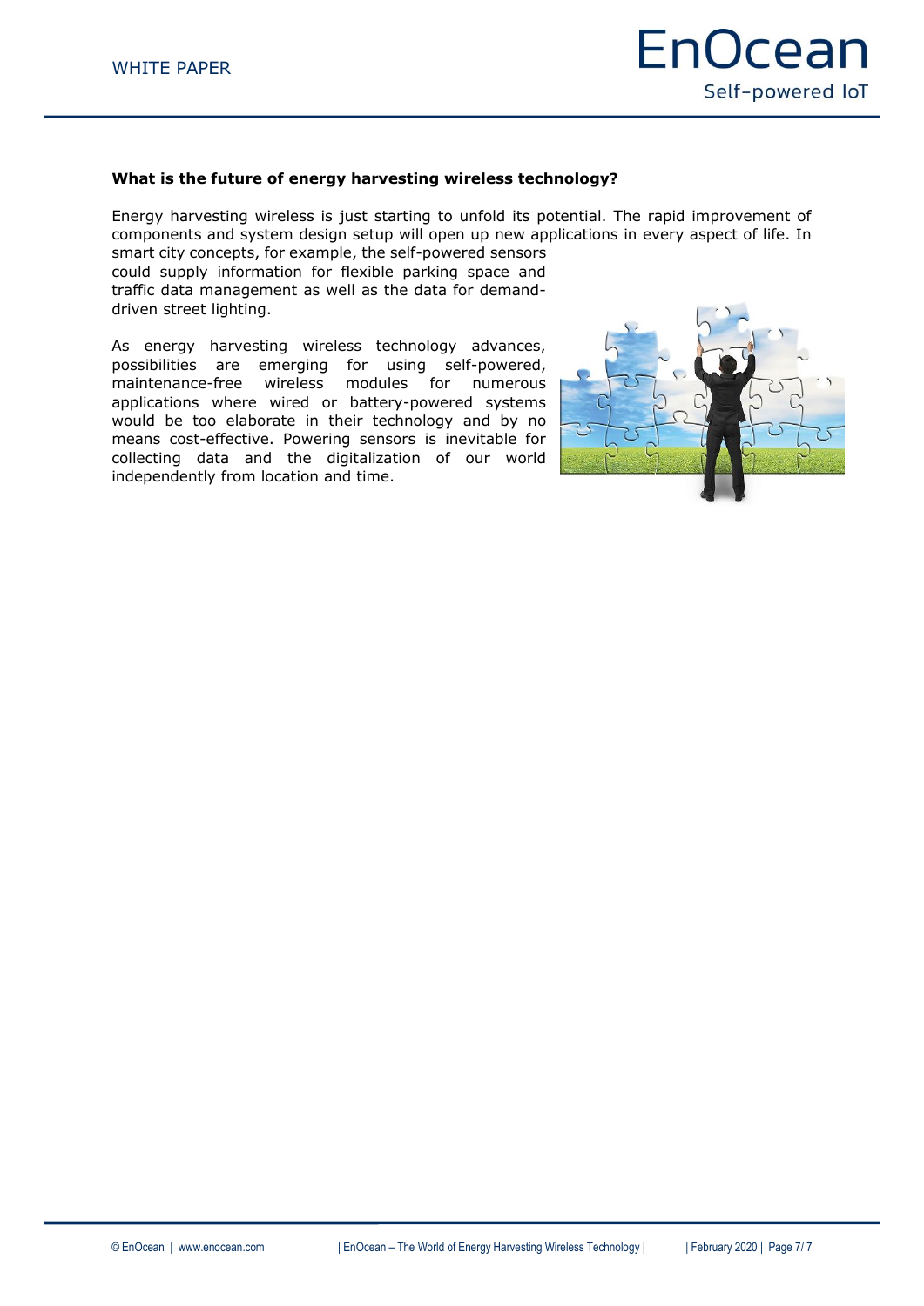**What is the future of energy harvesting wireless technology?**

Energy harvesting wireless is just starting to unfold its potential. The rapid improvement of components and system design setup will open up new applications in every aspect of life. In smart city concepts, for example, the self-powered sensors could supply information for flexible parking space and traffic data management as well as the data for demand-driven street lighting.

As energy harvesting wireless technology advances, possibilities are emerging for using self-powered, maintenance-free wireless modules for numerous applications where wired or battery-powered systems would be too elaborate in their technology and by no means cost-effective. Powering sensors is inevitable for collecting data and the digitalization of our world independently from location and time.